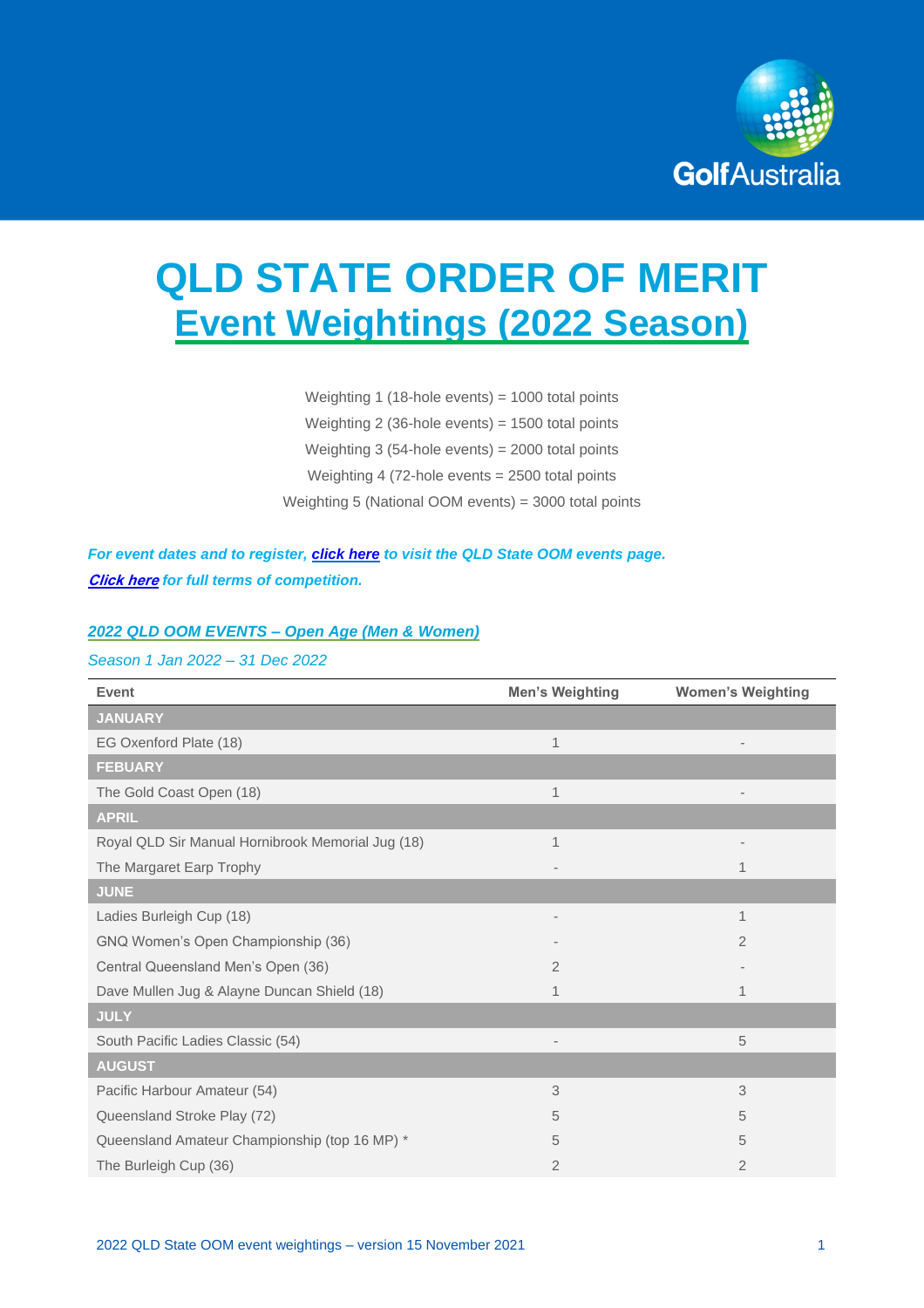# QLD STATE ORDER OF MERIT
## Event Weightings (2022 Season)

Weighting 1 (18-hole events) = 1000 total points

Weighting 2 (36-hole events) = 1500 total points

Weighting 3 (54-hole events) = 2000 total points

Weighting 4 (72-hole events = 2500 total points

Weighting 5 (National OOM events) = 3000 total points

***For event dates and to register, click here to visit the QLD State OOM events page.***

***Click here for full terms of competition.***

### *2022 QLD OOM EVENTS – Open Age (Men & Women)*

*Season 1 Jan 2022 – 31 Dec 2022*

| Event | Men's Weighting | Women's Weighting |
|---|---|---|
| **JANUARY** | | |
| EG Oxenford Plate (18) | 1 | - |
| **FEBUARY** | | |
| The Gold Coast Open (18) | 1 | - |
| **APRIL** | | |
| Royal QLD Sir Manual Hornibrook Memorial Jug (18) | 1 | - |
| The Margaret Earp Trophy | - | 1 |
| **JUNE** | | |
| Ladies Burleigh Cup (18) | - | 1 |
| GNQ Women's Open Championship (36) | - | 2 |
| Central Queensland Men's Open (36) | 2 | - |
| Dave Mullen Jug & Alayne Duncan Shield (18) | 1 | 1 |
| **JULY** | | |
| South Pacific Ladies Classic (54) | - | 5 |
| **AUGUST** | | |
| Pacific Harbour Amateur (54) | 3 | 3 |
| Queensland Stroke Play (72) | 5 | 5 |
| Queensland Amateur Championship (top 16 MP) * | 5 | 5 |
| The Burleigh Cup (36) | 2 | 2 |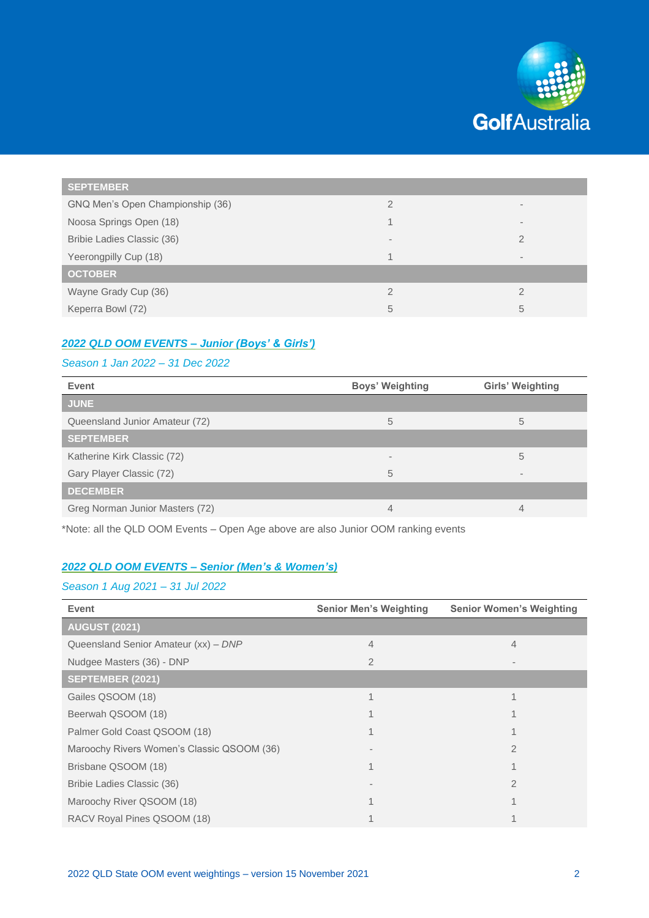| | | |
|---|---|---|
| **SEPTEMBER** | | |
| GNQ Men's Open Championship (36) | 2 | - |
| Noosa Springs Open (18) | 1 | - |
| Bribie Ladies Classic (36) | - | 2 |
| Yeerongpilly Cup (18) | 1 | - |
| **OCTOBER** | | |
| Wayne Grady Cup (36) | 2 | 2 |
| Keperra Bowl (72) | 5 | 5 |

## *2022 QLD OOM EVENTS – Junior (Boys' & Girls')*

*Season 1 Jan 2022 – 31 Dec 2022*

| Event | Boys' Weighting | Girls' Weighting |
|---|---|---|
| **JUNE** | | |
| Queensland Junior Amateur (72) | 5 | 5 |
| **SEPTEMBER** | | |
| Katherine Kirk Classic (72) | - | 5 |
| Gary Player Classic (72) | 5 | - |
| **DECEMBER** | | |
| Greg Norman Junior Masters (72) | 4 | 4 |

*Note: all the QLD OOM Events – Open Age above are also Junior OOM ranking events

## *2022 QLD OOM EVENTS – Senior (Men's & Women's)*

*Season 1 Aug 2021 – 31 Jul 2022*

| Event | Senior Men's Weighting | Senior Women's Weighting |
|---|---|---|
| **AUGUST (2021)** | | |
| Queensland Senior Amateur (xx) – *DNP* | 4 | 4 |
| Nudgee Masters (36) - DNP | 2 | - |
| **SEPTEMBER (2021)** | | |
| Gailes QSOOM (18) | 1 | 1 |
| Beerwah QSOOM (18) | 1 | 1 |
| Palmer Gold Coast QSOOM (18) | 1 | 1 |
| Maroochy Rivers Women's Classic QSOOM (36) | - | 2 |
| Brisbane QSOOM (18) | 1 | 1 |
| Bribie Ladies Classic (36) | - | 2 |
| Maroochy River QSOOM (18) | 1 | 1 |
| RACV Royal Pines QSOOM (18) | 1 | 1 |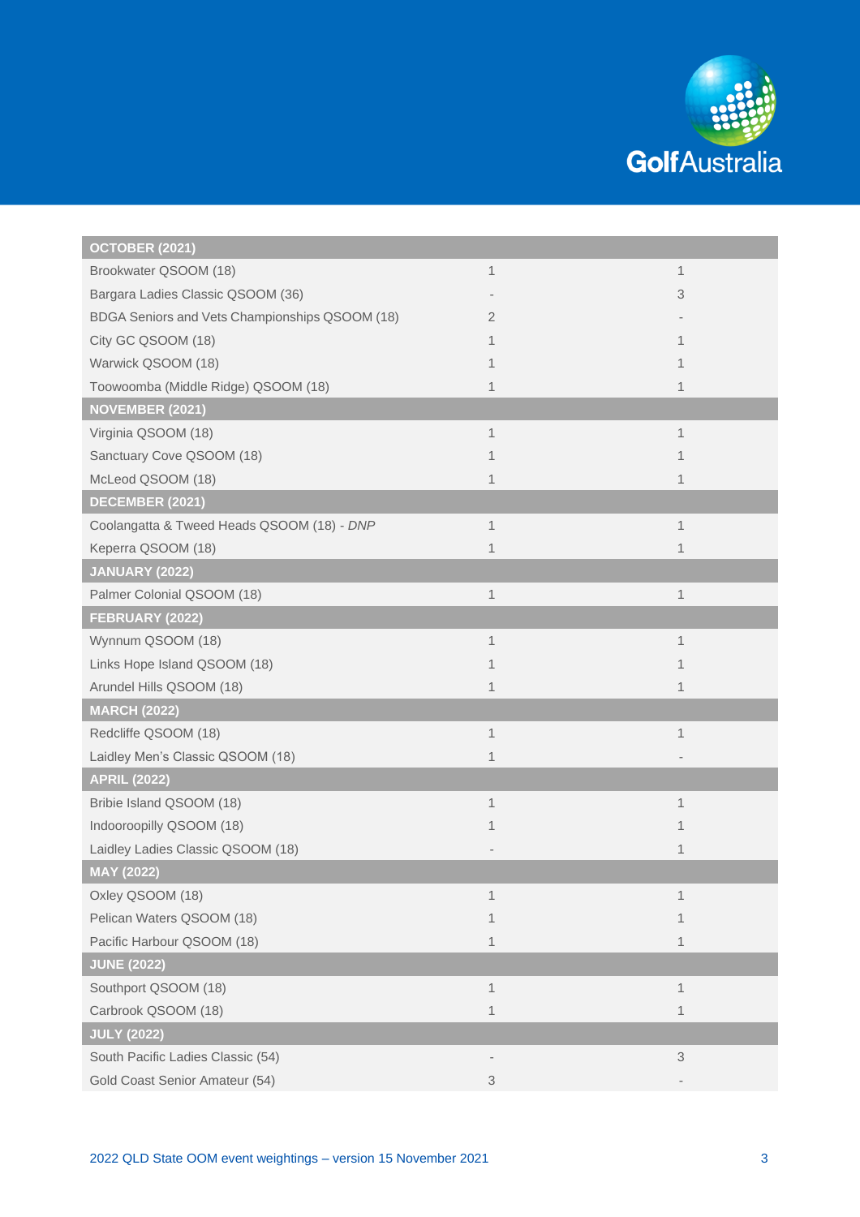| | | |
|---|---|---|
| **OCTOBER (2021)** | | |
| Brookwater QSOOM (18) | 1 | 1 |
| Bargara Ladies Classic QSOOM (36) | - | 3 |
| BDGA Seniors and Vets Championships QSOOM (18) | 2 | - |
| City GC QSOOM (18) | 1 | 1 |
| Warwick QSOOM (18) | 1 | 1 |
| Toowoomba (Middle Ridge) QSOOM (18) | 1 | 1 |
| **NOVEMBER (2021)** | | |
| Virginia QSOOM (18) | 1 | 1 |
| Sanctuary Cove QSOOM (18) | 1 | 1 |
| McLeod QSOOM (18) | 1 | 1 |
| **DECEMBER (2021)** | | |
| Coolangatta & Tweed Heads QSOOM (18) - *DNP* | 1 | 1 |
| Keperra QSOOM (18) | 1 | 1 |
| **JANUARY (2022)** | | |
| Palmer Colonial QSOOM (18) | 1 | 1 |
| **FEBRUARY (2022)** | | |
| Wynnum QSOOM (18) | 1 | 1 |
| Links Hope Island QSOOM (18) | 1 | 1 |
| Arundel Hills QSOOM (18) | 1 | 1 |
| **MARCH (2022)** | | |
| Redcliffe QSOOM (18) | 1 | 1 |
| Laidley Men's Classic QSOOM (18) | 1 | - |
| **APRIL (2022)** | | |
| Bribie Island QSOOM (18) | 1 | 1 |
| Indooroopilly QSOOM (18) | 1 | 1 |
| Laidley Ladies Classic QSOOM (18) | - | 1 |
| **MAY (2022)** | | |
| Oxley QSOOM (18) | 1 | 1 |
| Pelican Waters QSOOM (18) | 1 | 1 |
| Pacific Harbour QSOOM (18) | 1 | 1 |
| **JUNE (2022)** | | |
| Southport QSOOM (18) | 1 | 1 |
| Carbrook QSOOM (18) | 1 | 1 |
| **JULY (2022)** | | |
| South Pacific Ladies Classic (54) | - | 3 |
| Gold Coast Senior Amateur (54) | 3 | - |